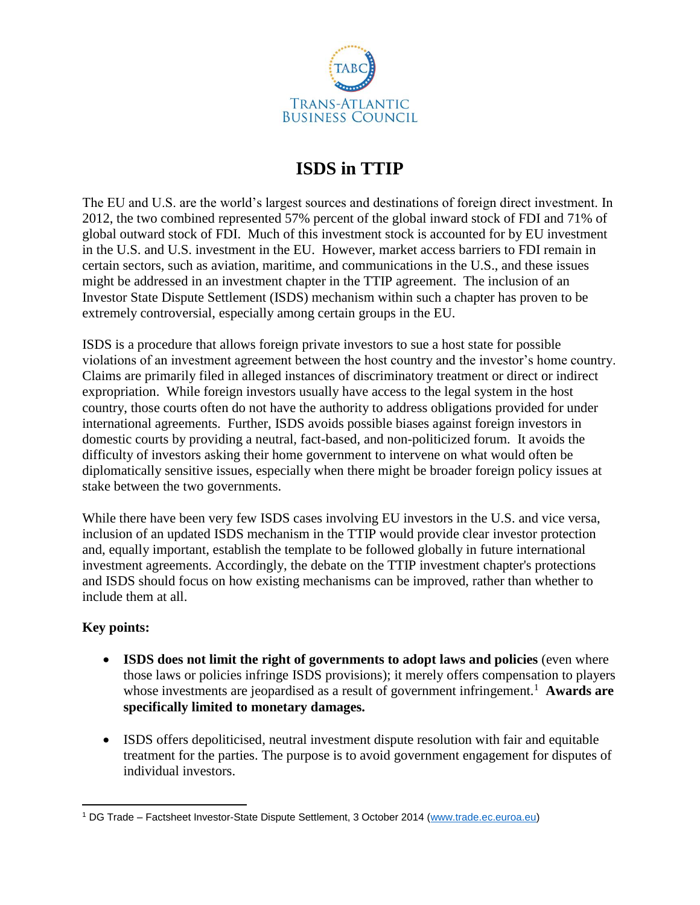TABC

TRANS-ATLANTIC BUSINESS COUNCIL

# ISDS in TTIP

The EU and U.S. are the world's largest sources and destinations of foreign direct investment. In 2012, the two combined represented 57% percent of the global inward stock of FDI and 71% of global outward stock of FDI. Much of this investment stock is accounted for by EU investment in the U.S. and U.S. investment in the EU. However, market access barriers to FDI remain in certain sectors, such as aviation, maritime, and communications in the U.S., and these issues might be addressed in an investment chapter in the TTIP agreement. The inclusion of an Investor State Dispute Settlement (ISDS) mechanism within such a chapter has proven to be extremely controversial, especially among certain groups in the EU.

ISDS is a procedure that allows foreign private investors to sue a host state for possible violations of an investment agreement between the host country and the investor's home country. Claims are primarily filed in alleged instances of discriminatory treatment or direct or indirect expropriation. While foreign investors usually have access to the legal system in the host country, those courts often do not have the authority to address obligations provided for under international agreements. Further, ISDS avoids possible biases against foreign investors in domestic courts by providing a neutral, fact-based, and non-politicized forum. It avoids the difficulty of investors asking their home government to intervene on what would often be diplomatically sensitive issues, especially when there might be broader foreign policy issues at stake between the two governments.

While there have been very few ISDS cases involving EU investors in the U.S. and vice versa, inclusion of an updated ISDS mechanism in the TTIP would provide clear investor protection and, equally important, establish the template to be followed globally in future international investment agreements. Accordingly, the debate on the TTIP investment chapter's protections and ISDS should focus on how existing mechanisms can be improved, rather than whether to include them at all.

**Key points:**

- **ISDS does not limit the right of governments to adopt laws and policies** (even where those laws or policies infringe ISDS provisions); it merely offers compensation to players whose investments are jeopardised as a result of government infringement.[1] **Awards are specifically limited to monetary damages.**
- ISDS offers depoliticised, neutral investment dispute resolution with fair and equitable treatment for the parties. The purpose is to avoid government engagement for disputes of individual investors.

---

[1] DG Trade – Factsheet Investor-State Dispute Settlement, 3 October 2014 (www.trade.ec.euroa.eu)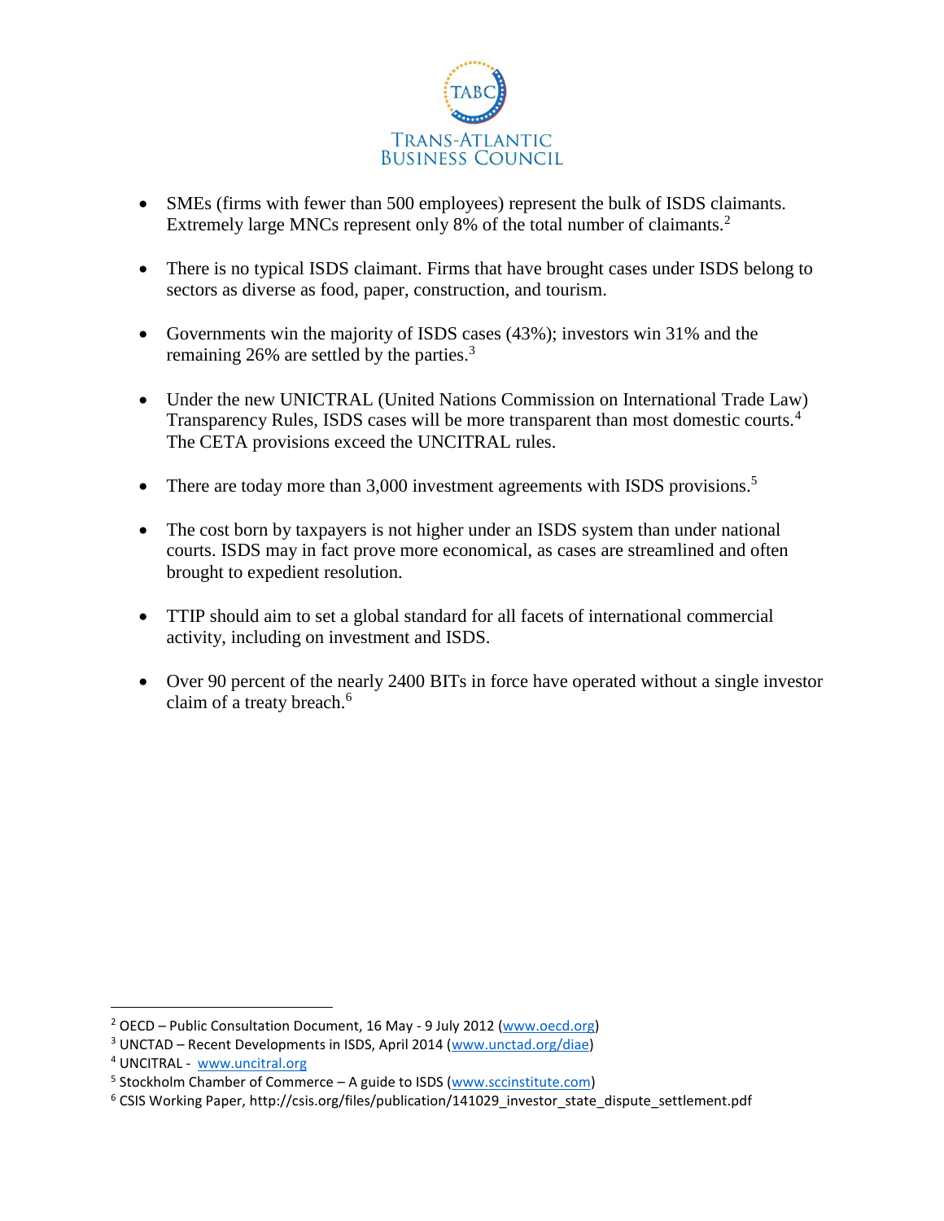- SMEs (firms with fewer than 500 employees) represent the bulk of ISDS claimants. Extremely large MNCs represent only 8% of the total number of claimants.[2]

- There is no typical ISDS claimant. Firms that have brought cases under ISDS belong to sectors as diverse as food, paper, construction, and tourism.

- Governments win the majority of ISDS cases (43%); investors win 31% and the remaining 26% are settled by the parties.[3]

- Under the new UNICTRAL (United Nations Commission on International Trade Law) Transparency Rules, ISDS cases will be more transparent than most domestic courts.[4] The CETA provisions exceed the UNCITRAL rules.

- There are today more than 3,000 investment agreements with ISDS provisions.[5]

- The cost born by taxpayers is not higher under an ISDS system than under national courts. ISDS may in fact prove more economical, as cases are streamlined and often brought to expedient resolution.

- TTIP should aim to set a global standard for all facets of international commercial activity, including on investment and ISDS.

- Over 90 percent of the nearly 2400 BITs in force have operated without a single investor claim of a treaty breach.[6]

---

[2] OECD – Public Consultation Document, 16 May - 9 July 2012 (www.oecd.org)

[3] UNCTAD – Recent Developments in ISDS, April 2014 (www.unctad.org/diae)

[4] UNCITRAL - www.uncitral.org

[5] Stockholm Chamber of Commerce – A guide to ISDS (www.sccinstitute.com)

[6] CSIS Working Paper, http://csis.org/files/publication/141029_investor_state_dispute_settlement.pdf